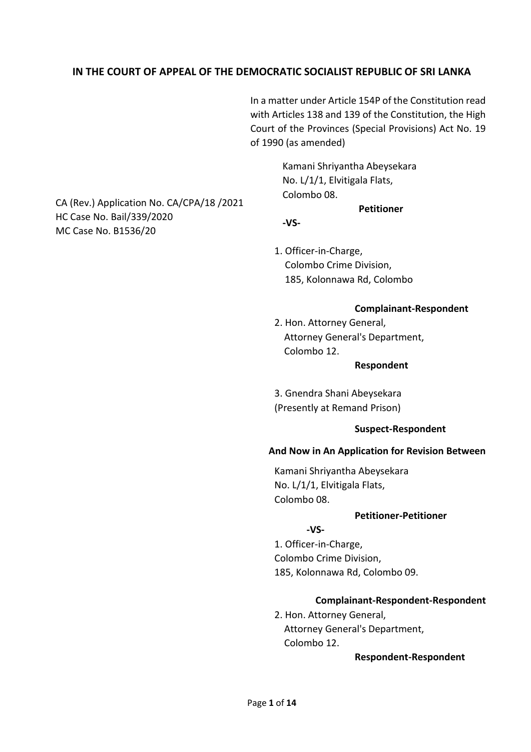# IN THE COURT OF APPEAL OF THE DEMOCRATIC SOCIALIST REPUBLIC OF SRI LANKA

In a matter under Article 154P of the Constitution read with Articles 138 and 139 of the Constitution, the High Court of the Provinces (Special Provisions) Act No. 19 of 1990 (as amended)

CA (Rev.) Application No. CA/CPA/18 /2021
HC Case No. Bail/339/2020
MC Case No. B1536/20

Kamani Shriyantha Abeysekara
No. L/1/1, Elvitigala Flats,
Colombo 08.

**Petitioner**

**-VS-**

1. Officer-in-Charge,
Colombo Crime Division,
185, Kolonnawa Rd, Colombo

**Complainant-Respondent**

2. Hon. Attorney General,
Attorney General's Department,
Colombo 12.

**Respondent**

3. Gnendra Shani Abeysekara
(Presently at Remand Prison)

**Suspect-Respondent**

**And Now in An Application for Revision Between**

Kamani Shriyantha Abeysekara
No. L/1/1, Elvitigala Flats,
Colombo 08.

**Petitioner-Petitioner**

**-VS-**

1. Officer-in-Charge,
Colombo Crime Division,
185, Kolonnawa Rd, Colombo 09.

**Complainant-Respondent-Respondent**

2. Hon. Attorney General,
Attorney General's Department,
Colombo 12.

**Respondent-Respondent**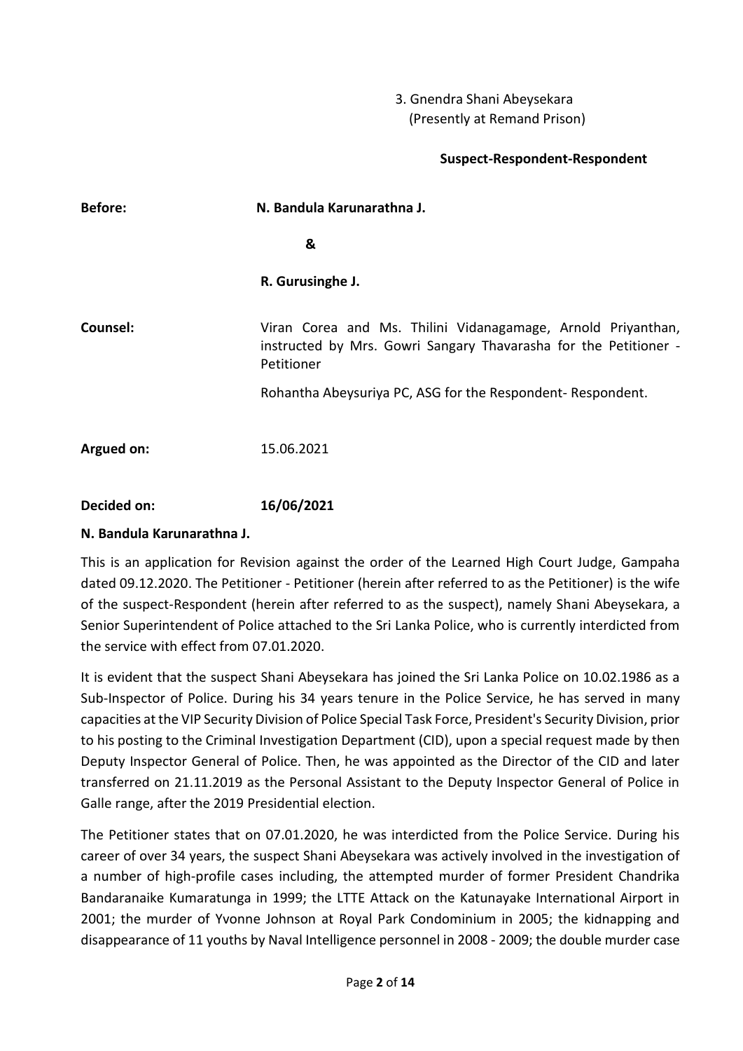3. Gnendra Shani Abeysekara
   (Presently at Remand Prison)

**Suspect-Respondent-Respondent**

**Before:** **N. Bandula Karunarathna J.**

**&**

**R. Gurusinghe J.**

**Counsel:** Viran Corea and Ms. Thilini Vidanagamage, Arnold Priyanthan, instructed by Mrs. Gowri Sangary Thavarasha for the Petitioner - Petitioner

Rohantha Abeysuriya PC, ASG for the Respondent- Respondent.

**Argued on:** 15.06.2021

**Decided on:** **16/06/2021**

**N. Bandula Karunarathna J.**

This is an application for Revision against the order of the Learned High Court Judge, Gampaha dated 09.12.2020. The Petitioner - Petitioner (herein after referred to as the Petitioner) is the wife of the suspect-Respondent (herein after referred to as the suspect), namely Shani Abeysekara, a Senior Superintendent of Police attached to the Sri Lanka Police, who is currently interdicted from the service with effect from 07.01.2020.

It is evident that the suspect Shani Abeysekara has joined the Sri Lanka Police on 10.02.1986 as a Sub-Inspector of Police. During his 34 years tenure in the Police Service, he has served in many capacities at the VIP Security Division of Police Special Task Force, President's Security Division, prior to his posting to the Criminal Investigation Department (CID), upon a special request made by then Deputy Inspector General of Police. Then, he was appointed as the Director of the CID and later transferred on 21.11.2019 as the Personal Assistant to the Deputy Inspector General of Police in Galle range, after the 2019 Presidential election.

The Petitioner states that on 07.01.2020, he was interdicted from the Police Service. During his career of over 34 years, the suspect Shani Abeysekara was actively involved in the investigation of a number of high-profile cases including, the attempted murder of former President Chandrika Bandaranaike Kumaratunga in 1999; the LTTE Attack on the Katunayake International Airport in 2001; the murder of Yvonne Johnson at Royal Park Condominium in 2005; the kidnapping and disappearance of 11 youths by Naval Intelligence personnel in 2008 - 2009; the double murder case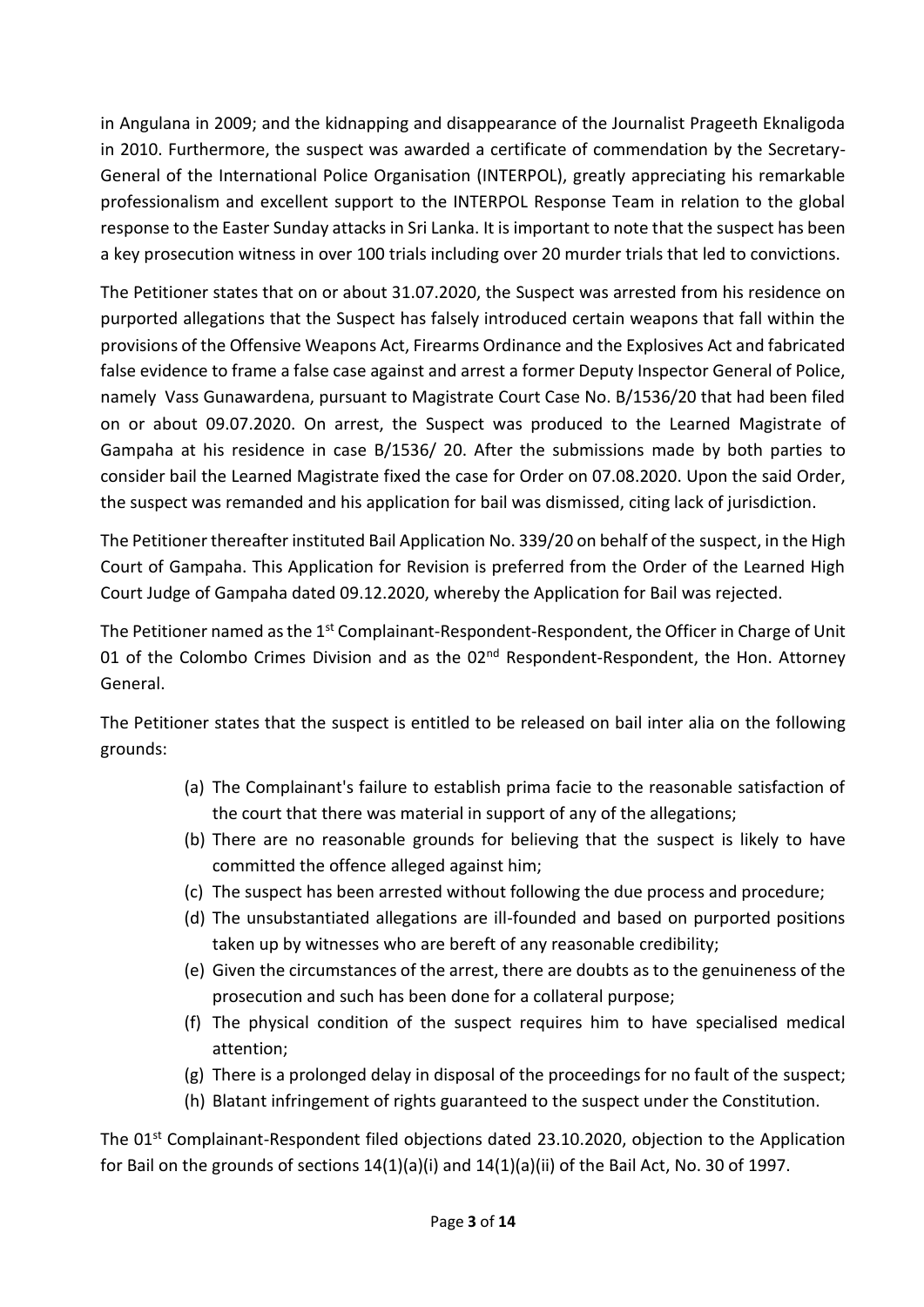in Angulana in 2009; and the kidnapping and disappearance of the Journalist Prageeth Eknaligoda in 2010. Furthermore, the suspect was awarded a certificate of commendation by the Secretary-General of the International Police Organisation (INTERPOL), greatly appreciating his remarkable professionalism and excellent support to the INTERPOL Response Team in relation to the global response to the Easter Sunday attacks in Sri Lanka. It is important to note that the suspect has been a key prosecution witness in over 100 trials including over 20 murder trials that led to convictions.

The Petitioner states that on or about 31.07.2020, the Suspect was arrested from his residence on purported allegations that the Suspect has falsely introduced certain weapons that fall within the provisions of the Offensive Weapons Act, Firearms Ordinance and the Explosives Act and fabricated false evidence to frame a false case against and arrest a former Deputy Inspector General of Police, namely Vass Gunawardena, pursuant to Magistrate Court Case No. B/1536/20 that had been filed on or about 09.07.2020. On arrest, the Suspect was produced to the Learned Magistrate of Gampaha at his residence in case B/1536/ 20. After the submissions made by both parties to consider bail the Learned Magistrate fixed the case for Order on 07.08.2020. Upon the said Order, the suspect was remanded and his application for bail was dismissed, citing lack of jurisdiction.

The Petitioner thereafter instituted Bail Application No. 339/20 on behalf of the suspect, in the High Court of Gampaha. This Application for Revision is preferred from the Order of the Learned High Court Judge of Gampaha dated 09.12.2020, whereby the Application for Bail was rejected.

The Petitioner named as the 1st Complainant-Respondent-Respondent, the Officer in Charge of Unit 01 of the Colombo Crimes Division and as the 02nd Respondent-Respondent, the Hon. Attorney General.

The Petitioner states that the suspect is entitled to be released on bail inter alia on the following grounds:

(a) The Complainant's failure to establish prima facie to the reasonable satisfaction of the court that there was material in support of any of the allegations;
(b) There are no reasonable grounds for believing that the suspect is likely to have committed the offence alleged against him;
(c) The suspect has been arrested without following the due process and procedure;
(d) The unsubstantiated allegations are ill-founded and based on purported positions taken up by witnesses who are bereft of any reasonable credibility;
(e) Given the circumstances of the arrest, there are doubts as to the genuineness of the prosecution and such has been done for a collateral purpose;
(f) The physical condition of the suspect requires him to have specialised medical attention;
(g) There is a prolonged delay in disposal of the proceedings for no fault of the suspect;
(h) Blatant infringement of rights guaranteed to the suspect under the Constitution.

The 01st Complainant-Respondent filed objections dated 23.10.2020, objection to the Application for Bail on the grounds of sections 14(1)(a)(i) and 14(1)(a)(ii) of the Bail Act, No. 30 of 1997.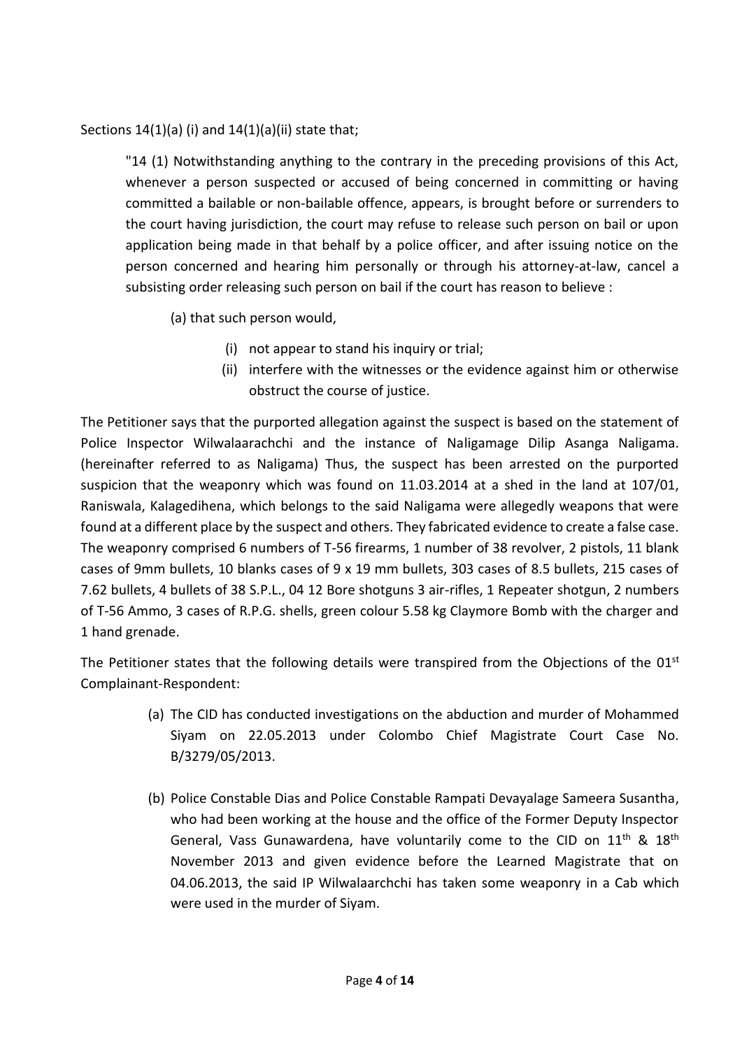Sections 14(1)(a) (i) and 14(1)(a)(ii) state that;

> "14 (1) Notwithstanding anything to the contrary in the preceding provisions of this Act, whenever a person suspected or accused of being concerned in committing or having committed a bailable or non-bailable offence, appears, is brought before or surrenders to the court having jurisdiction, the court may refuse to release such person on bail or upon application being made in that behalf by a police officer, and after issuing notice on the person concerned and hearing him personally or through his attorney-at-law, cancel a subsisting order releasing such person on bail if the court has reason to believe :
>
> (a) that such person would,
>
> (i) not appear to stand his inquiry or trial;
>
> (ii) interfere with the witnesses or the evidence against him or otherwise obstruct the course of justice.

The Petitioner says that the purported allegation against the suspect is based on the statement of Police Inspector Wilwalaarachchi and the instance of Naligamage Dilip Asanga Naligama. (hereinafter referred to as Naligama) Thus, the suspect has been arrested on the purported suspicion that the weaponry which was found on 11.03.2014 at a shed in the land at 107/01, Raniswala, Kalagedihena, which belongs to the said Naligama were allegedly weapons that were found at a different place by the suspect and others. They fabricated evidence to create a false case. The weaponry comprised 6 numbers of T-56 firearms, 1 number of 38 revolver, 2 pistols, 11 blank cases of 9mm bullets, 10 blanks cases of 9 x 19 mm bullets, 303 cases of 8.5 bullets, 215 cases of 7.62 bullets, 4 bullets of 38 S.P.L., 04 12 Bore shotguns 3 air-rifles, 1 Repeater shotgun, 2 numbers of T-56 Ammo, 3 cases of R.P.G. shells, green colour 5.58 kg Claymore Bomb with the charger and 1 hand grenade.

The Petitioner states that the following details were transpired from the Objections of the 01st Complainant-Respondent:

(a) The CID has conducted investigations on the abduction and murder of Mohammed Siyam on 22.05.2013 under Colombo Chief Magistrate Court Case No. B/3279/05/2013.

(b) Police Constable Dias and Police Constable Rampati Devayalage Sameera Susantha, who had been working at the house and the office of the Former Deputy Inspector General, Vass Gunawardena, have voluntarily come to the CID on 11th & 18th November 2013 and given evidence before the Learned Magistrate that on 04.06.2013, the said IP Wilwalaarchchi has taken some weaponry in a Cab which were used in the murder of Siyam.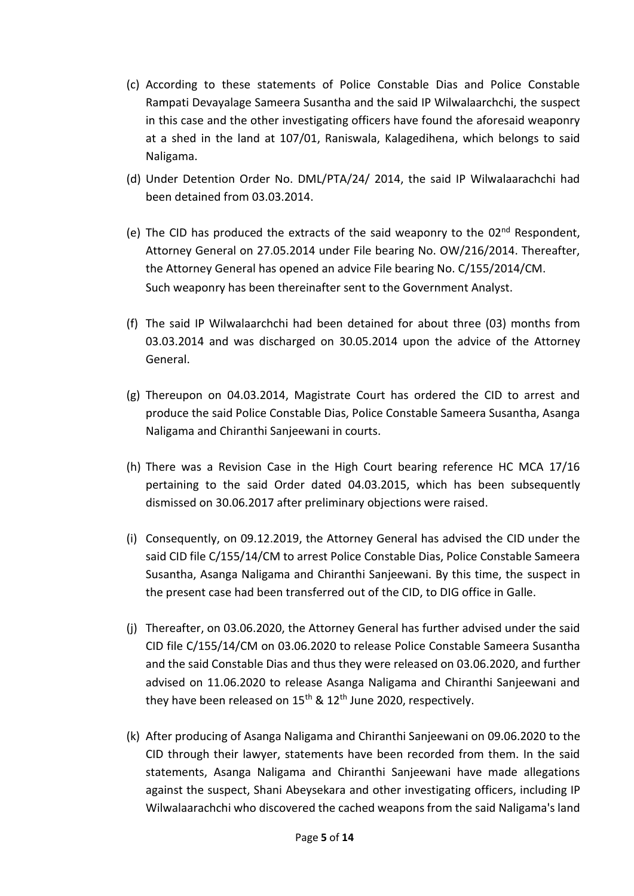(c) According to these statements of Police Constable Dias and Police Constable Rampati Devayalage Sameera Susantha and the said IP Wilwalaarchchi, the suspect in this case and the other investigating officers have found the aforesaid weaponry at a shed in the land at 107/01, Raniswala, Kalagedihena, which belongs to said Naligama.

(d) Under Detention Order No. DML/PTA/24/ 2014, the said IP Wilwalaarachchi had been detained from 03.03.2014.

(e) The CID has produced the extracts of the said weaponry to the 02nd Respondent, Attorney General on 27.05.2014 under File bearing No. OW/216/2014. Thereafter, the Attorney General has opened an advice File bearing No. C/155/2014/CM. Such weaponry has been thereinafter sent to the Government Analyst.

(f) The said IP Wilwalaarchchi had been detained for about three (03) months from 03.03.2014 and was discharged on 30.05.2014 upon the advice of the Attorney General.

(g) Thereupon on 04.03.2014, Magistrate Court has ordered the CID to arrest and produce the said Police Constable Dias, Police Constable Sameera Susantha, Asanga Naligama and Chiranthi Sanjeewani in courts.

(h) There was a Revision Case in the High Court bearing reference HC MCA 17/16 pertaining to the said Order dated 04.03.2015, which has been subsequently dismissed on 30.06.2017 after preliminary objections were raised.

(i) Consequently, on 09.12.2019, the Attorney General has advised the CID under the said CID file C/155/14/CM to arrest Police Constable Dias, Police Constable Sameera Susantha, Asanga Naligama and Chiranthi Sanjeewani. By this time, the suspect in the present case had been transferred out of the CID, to DIG office in Galle.

(j) Thereafter, on 03.06.2020, the Attorney General has further advised under the said CID file C/155/14/CM on 03.06.2020 to release Police Constable Sameera Susantha and the said Constable Dias and thus they were released on 03.06.2020, and further advised on 11.06.2020 to release Asanga Naligama and Chiranthi Sanjeewani and they have been released on 15th & 12th June 2020, respectively.

(k) After producing of Asanga Naligama and Chiranthi Sanjeewani on 09.06.2020 to the CID through their lawyer, statements have been recorded from them. In the said statements, Asanga Naligama and Chiranthi Sanjeewani have made allegations against the suspect, Shani Abeysekara and other investigating officers, including IP Wilwalaarachchi who discovered the cached weapons from the said Naligama's land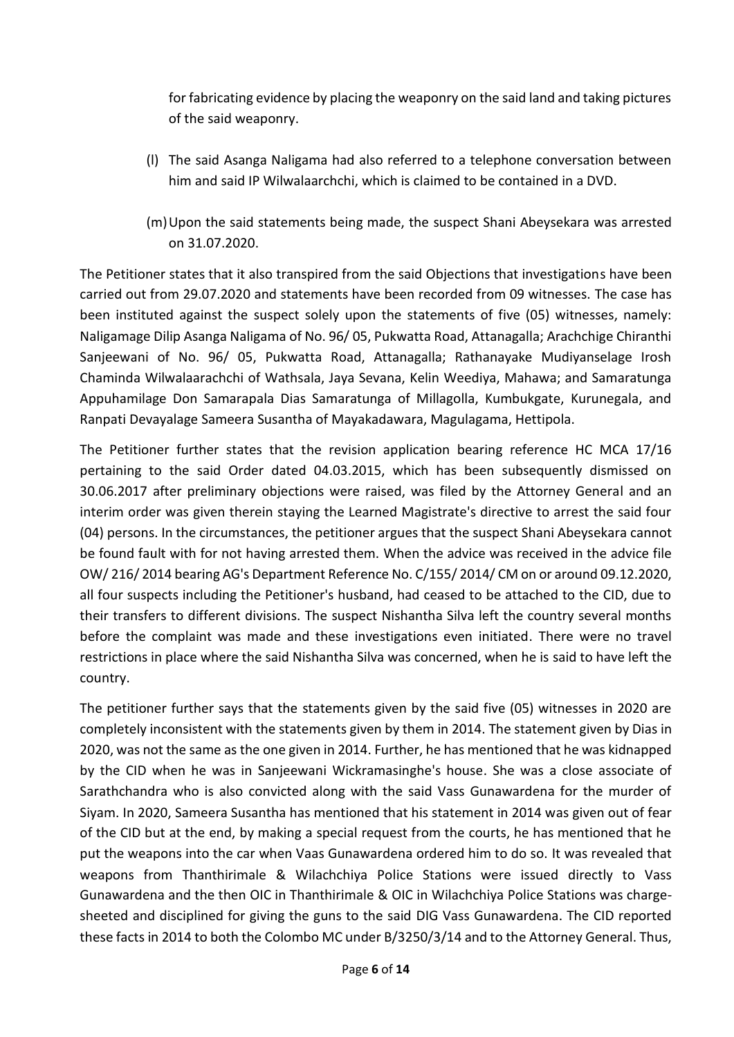for fabricating evidence by placing the weaponry on the said land and taking pictures of the said weaponry.

(l) The said Asanga Naligama had also referred to a telephone conversation between him and said IP Wilwalaarchchi, which is claimed to be contained in a DVD.

(m) Upon the said statements being made, the suspect Shani Abeysekara was arrested on 31.07.2020.

The Petitioner states that it also transpired from the said Objections that investigations have been carried out from 29.07.2020 and statements have been recorded from 09 witnesses. The case has been instituted against the suspect solely upon the statements of five (05) witnesses, namely: Naligamage Dilip Asanga Naligama of No. 96/ 05, Pukwatta Road, Attanagalla; Arachchige Chiranthi Sanjeewani of No. 96/ 05, Pukwatta Road, Attanagalla; Rathanayake Mudiyanselage Irosh Chaminda Wilwalaarachchi of Wathsala, Jaya Sevana, Kelin Weediya, Mahawa; and Samaratunga Appuhamilage Don Samarapala Dias Samaratunga of Millagolla, Kumbukgate, Kurunegala, and Ranpati Devayalage Sameera Susantha of Mayakadawara, Magulagama, Hettipola.

The Petitioner further states that the revision application bearing reference HC MCA 17/16 pertaining to the said Order dated 04.03.2015, which has been subsequently dismissed on 30.06.2017 after preliminary objections were raised, was filed by the Attorney General and an interim order was given therein staying the Learned Magistrate's directive to arrest the said four (04) persons. In the circumstances, the petitioner argues that the suspect Shani Abeysekara cannot be found fault with for not having arrested them. When the advice was received in the advice file OW/ 216/ 2014 bearing AG's Department Reference No. C/155/ 2014/ CM on or around 09.12.2020, all four suspects including the Petitioner's husband, had ceased to be attached to the CID, due to their transfers to different divisions. The suspect Nishantha Silva left the country several months before the complaint was made and these investigations even initiated. There were no travel restrictions in place where the said Nishantha Silva was concerned, when he is said to have left the country.

The petitioner further says that the statements given by the said five (05) witnesses in 2020 are completely inconsistent with the statements given by them in 2014. The statement given by Dias in 2020, was not the same as the one given in 2014. Further, he has mentioned that he was kidnapped by the CID when he was in Sanjeewani Wickramasinghe's house. She was a close associate of Sarathchandra who is also convicted along with the said Vass Gunawardena for the murder of Siyam. In 2020, Sameera Susantha has mentioned that his statement in 2014 was given out of fear of the CID but at the end, by making a special request from the courts, he has mentioned that he put the weapons into the car when Vaas Gunawardena ordered him to do so. It was revealed that weapons from Thanthirimale & Wilachchiya Police Stations were issued directly to Vass Gunawardena and the then OIC in Thanthirimale & OIC in Wilachchiya Police Stations was charge-sheeted and disciplined for giving the guns to the said DIG Vass Gunawardena. The CID reported these facts in 2014 to both the Colombo MC under B/3250/3/14 and to the Attorney General. Thus,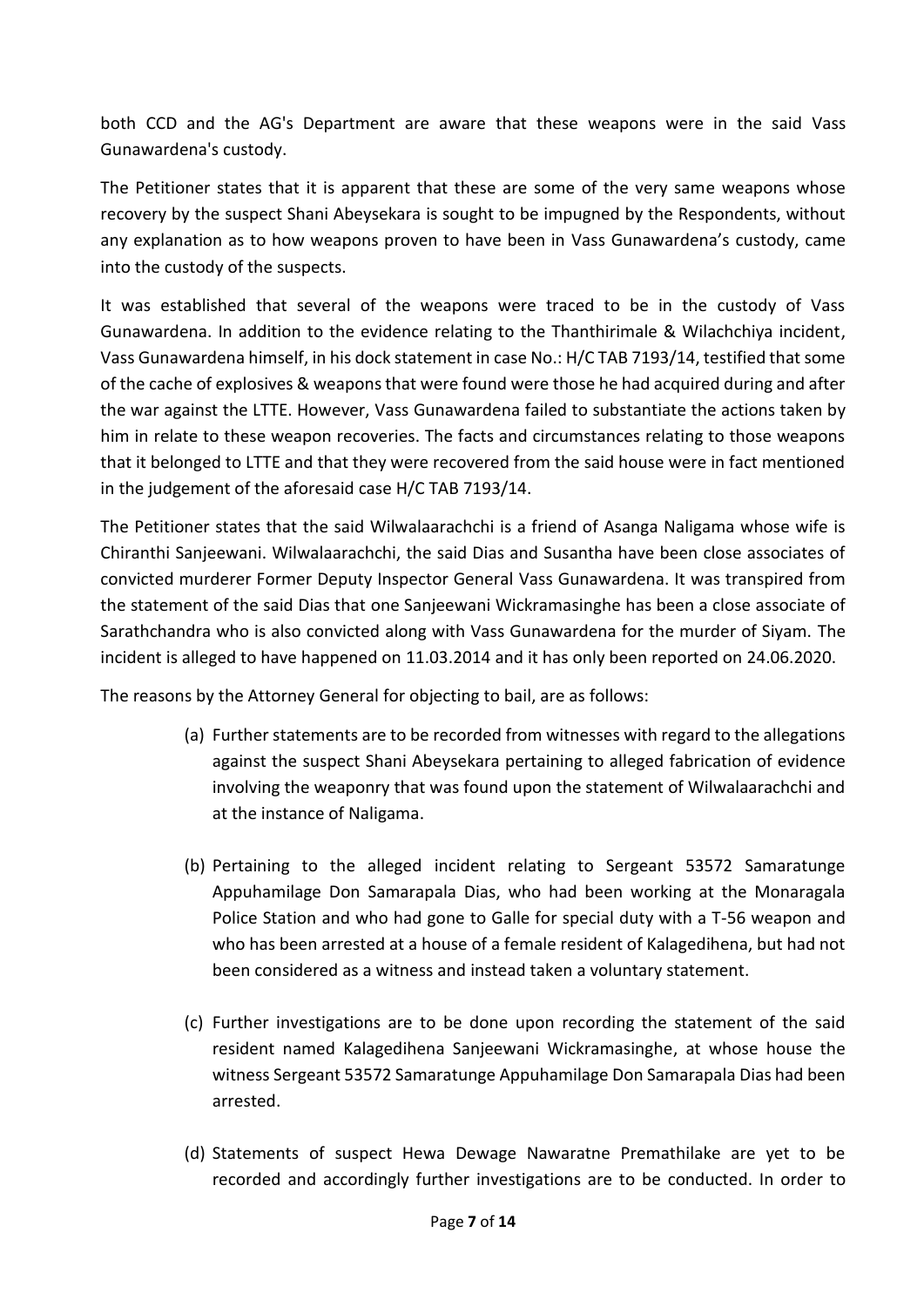both CCD and the AG's Department are aware that these weapons were in the said Vass Gunawardena's custody.

The Petitioner states that it is apparent that these are some of the very same weapons whose recovery by the suspect Shani Abeysekara is sought to be impugned by the Respondents, without any explanation as to how weapons proven to have been in Vass Gunawardena's custody, came into the custody of the suspects.

It was established that several of the weapons were traced to be in the custody of Vass Gunawardena. In addition to the evidence relating to the Thanthirimale & Wilachchiya incident, Vass Gunawardena himself, in his dock statement in case No.: H/C TAB 7193/14, testified that some of the cache of explosives & weapons that were found were those he had acquired during and after the war against the LTTE. However, Vass Gunawardena failed to substantiate the actions taken by him in relate to these weapon recoveries. The facts and circumstances relating to those weapons that it belonged to LTTE and that they were recovered from the said house were in fact mentioned in the judgement of the aforesaid case H/C TAB 7193/14.

The Petitioner states that the said Wilwalaarachchi is a friend of Asanga Naligama whose wife is Chiranthi Sanjeewani. Wilwalaarachchi, the said Dias and Susantha have been close associates of convicted murderer Former Deputy Inspector General Vass Gunawardena. It was transpired from the statement of the said Dias that one Sanjeewani Wickramasinghe has been a close associate of Sarathchandra who is also convicted along with Vass Gunawardena for the murder of Siyam. The incident is alleged to have happened on 11.03.2014 and it has only been reported on 24.06.2020.

The reasons by the Attorney General for objecting to bail, are as follows:

(a) Further statements are to be recorded from witnesses with regard to the allegations against the suspect Shani Abeysekara pertaining to alleged fabrication of evidence involving the weaponry that was found upon the statement of Wilwalaarachchi and at the instance of Naligama.

(b) Pertaining to the alleged incident relating to Sergeant 53572 Samaratunge Appuhamilage Don Samarapala Dias, who had been working at the Monaragala Police Station and who had gone to Galle for special duty with a T-56 weapon and who has been arrested at a house of a female resident of Kalagedihena, but had not been considered as a witness and instead taken a voluntary statement.

(c) Further investigations are to be done upon recording the statement of the said resident named Kalagedihena Sanjeewani Wickramasinghe, at whose house the witness Sergeant 53572 Samaratunge Appuhamilage Don Samarapala Dias had been arrested.

(d) Statements of suspect Hewa Dewage Nawaratne Premathilake are yet to be recorded and accordingly further investigations are to be conducted. In order to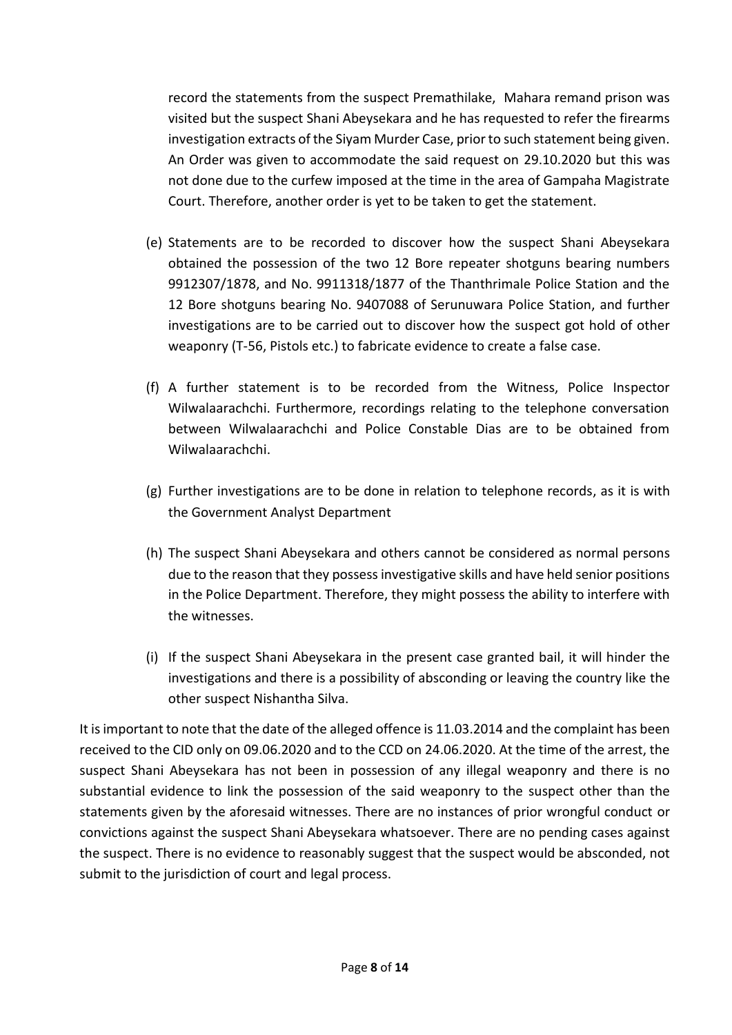record the statements from the suspect Premathilake, Mahara remand prison was visited but the suspect Shani Abeysekara and he has requested to refer the firearms investigation extracts of the Siyam Murder Case, prior to such statement being given. An Order was given to accommodate the said request on 29.10.2020 but this was not done due to the curfew imposed at the time in the area of Gampaha Magistrate Court. Therefore, another order is yet to be taken to get the statement.

(e) Statements are to be recorded to discover how the suspect Shani Abeysekara obtained the possession of the two 12 Bore repeater shotguns bearing numbers 9912307/1878, and No. 9911318/1877 of the Thanthrimale Police Station and the 12 Bore shotguns bearing No. 9407088 of Serunuwara Police Station, and further investigations are to be carried out to discover how the suspect got hold of other weaponry (T-56, Pistols etc.) to fabricate evidence to create a false case.

(f) A further statement is to be recorded from the Witness, Police Inspector Wilwalaarachchi. Furthermore, recordings relating to the telephone conversation between Wilwalaarachchi and Police Constable Dias are to be obtained from Wilwalaarachchi.

(g) Further investigations are to be done in relation to telephone records, as it is with the Government Analyst Department

(h) The suspect Shani Abeysekara and others cannot be considered as normal persons due to the reason that they possess investigative skills and have held senior positions in the Police Department. Therefore, they might possess the ability to interfere with the witnesses.

(i) If the suspect Shani Abeysekara in the present case granted bail, it will hinder the investigations and there is a possibility of absconding or leaving the country like the other suspect Nishantha Silva.

It is important to note that the date of the alleged offence is 11.03.2014 and the complaint has been received to the CID only on 09.06.2020 and to the CCD on 24.06.2020. At the time of the arrest, the suspect Shani Abeysekara has not been in possession of any illegal weaponry and there is no substantial evidence to link the possession of the said weaponry to the suspect other than the statements given by the aforesaid witnesses. There are no instances of prior wrongful conduct or convictions against the suspect Shani Abeysekara whatsoever. There are no pending cases against the suspect. There is no evidence to reasonably suggest that the suspect would be absconded, not submit to the jurisdiction of court and legal process.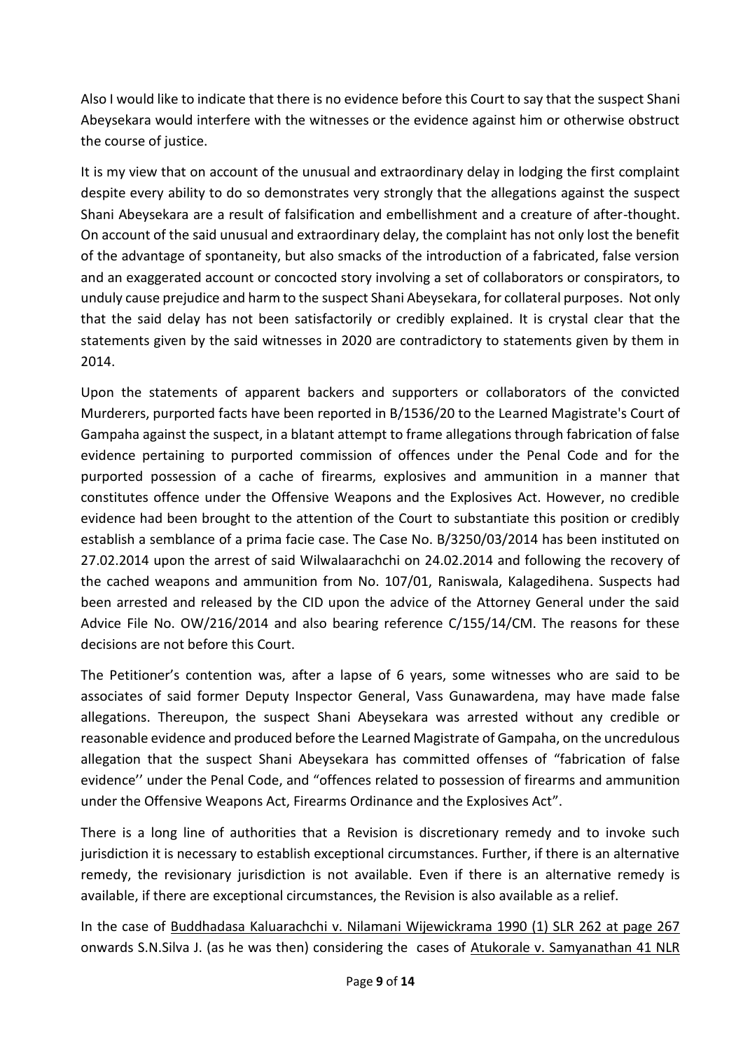Also I would like to indicate that there is no evidence before this Court to say that the suspect Shani Abeysekara would interfere with the witnesses or the evidence against him or otherwise obstruct the course of justice.

It is my view that on account of the unusual and extraordinary delay in lodging the first complaint despite every ability to do so demonstrates very strongly that the allegations against the suspect Shani Abeysekara are a result of falsification and embellishment and a creature of after-thought. On account of the said unusual and extraordinary delay, the complaint has not only lost the benefit of the advantage of spontaneity, but also smacks of the introduction of a fabricated, false version and an exaggerated account or concocted story involving a set of collaborators or conspirators, to unduly cause prejudice and harm to the suspect Shani Abeysekara, for collateral purposes. Not only that the said delay has not been satisfactorily or credibly explained. It is crystal clear that the statements given by the said witnesses in 2020 are contradictory to statements given by them in 2014.

Upon the statements of apparent backers and supporters or collaborators of the convicted Murderers, purported facts have been reported in B/1536/20 to the Learned Magistrate's Court of Gampaha against the suspect, in a blatant attempt to frame allegations through fabrication of false evidence pertaining to purported commission of offences under the Penal Code and for the purported possession of a cache of firearms, explosives and ammunition in a manner that constitutes offence under the Offensive Weapons and the Explosives Act. However, no credible evidence had been brought to the attention of the Court to substantiate this position or credibly establish a semblance of a prima facie case. The Case No. B/3250/03/2014 has been instituted on 27.02.2014 upon the arrest of said Wilwalaarachchi on 24.02.2014 and following the recovery of the cached weapons and ammunition from No. 107/01, Raniswala, Kalagedihena. Suspects had been arrested and released by the CID upon the advice of the Attorney General under the said Advice File No. OW/216/2014 and also bearing reference C/155/14/CM. The reasons for these decisions are not before this Court.

The Petitioner's contention was, after a lapse of 6 years, some witnesses who are said to be associates of said former Deputy Inspector General, Vass Gunawardena, may have made false allegations. Thereupon, the suspect Shani Abeysekara was arrested without any credible or reasonable evidence and produced before the Learned Magistrate of Gampaha, on the uncredulous allegation that the suspect Shani Abeysekara has committed offenses of "fabrication of false evidence'' under the Penal Code, and "offences related to possession of firearms and ammunition under the Offensive Weapons Act, Firearms Ordinance and the Explosives Act".

There is a long line of authorities that a Revision is discretionary remedy and to invoke such jurisdiction it is necessary to establish exceptional circumstances. Further, if there is an alternative remedy, the revisionary jurisdiction is not available. Even if there is an alternative remedy is available, if there are exceptional circumstances, the Revision is also available as a relief.

In the case of <u>Buddhadasa Kaluarachchi v. Nilamani Wijewickrama 1990 (1) SLR 262 at page 267</u> onwards S.N.Silva J. (as he was then) considering the cases of <u>Atukorale v. Samyanathan 41 NLR</u>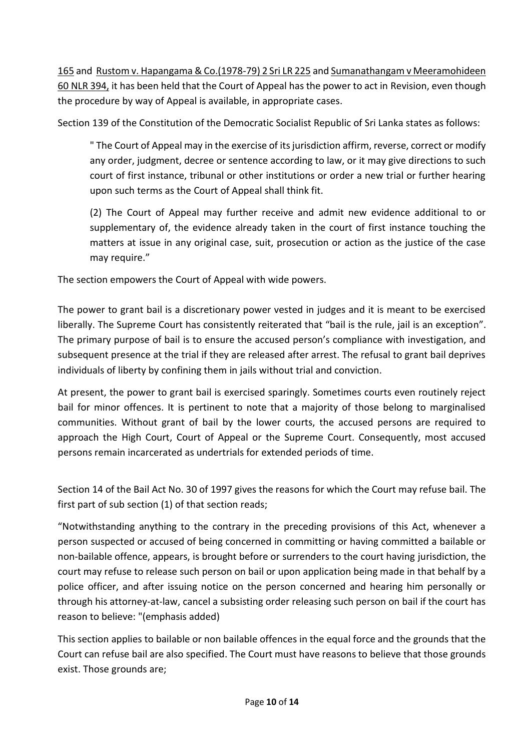165 and Rustom v. Hapangama & Co.(1978-79) 2 Sri LR 225 and Sumanathangam v Meeramohideen 60 NLR 394, it has been held that the Court of Appeal has the power to act in Revision, even though the procedure by way of Appeal is available, in appropriate cases.

Section 139 of the Constitution of the Democratic Socialist Republic of Sri Lanka states as follows:

> " The Court of Appeal may in the exercise of its jurisdiction affirm, reverse, correct or modify any order, judgment, decree or sentence according to law, or it may give directions to such court of first instance, tribunal or other institutions or order a new trial or further hearing upon such terms as the Court of Appeal shall think fit.
>
> (2) The Court of Appeal may further receive and admit new evidence additional to or supplementary of, the evidence already taken in the court of first instance touching the matters at issue in any original case, suit, prosecution or action as the justice of the case may require."

The section empowers the Court of Appeal with wide powers.

The power to grant bail is a discretionary power vested in judges and it is meant to be exercised liberally. The Supreme Court has consistently reiterated that "bail is the rule, jail is an exception". The primary purpose of bail is to ensure the accused person's compliance with investigation, and subsequent presence at the trial if they are released after arrest. The refusal to grant bail deprives individuals of liberty by confining them in jails without trial and conviction.

At present, the power to grant bail is exercised sparingly. Sometimes courts even routinely reject bail for minor offences. It is pertinent to note that a majority of those belong to marginalised communities. Without grant of bail by the lower courts, the accused persons are required to approach the High Court, Court of Appeal or the Supreme Court. Consequently, most accused persons remain incarcerated as undertrials for extended periods of time.

Section 14 of the Bail Act No. 30 of 1997 gives the reasons for which the Court may refuse bail. The first part of sub section (1) of that section reads;

"Notwithstanding anything to the contrary in the preceding provisions of this Act, whenever a person suspected or accused of being concerned in committing or having committed a bailable or non-bailable offence, appears, is brought before or surrenders to the court having jurisdiction, the court may refuse to release such person on bail or upon application being made in that behalf by a police officer, and after issuing notice on the person concerned and hearing him personally or through his attorney-at-law, cancel a subsisting order releasing such person on bail if the court has reason to believe: "(emphasis added)

This section applies to bailable or non bailable offences in the equal force and the grounds that the Court can refuse bail are also specified. The Court must have reasons to believe that those grounds exist. Those grounds are;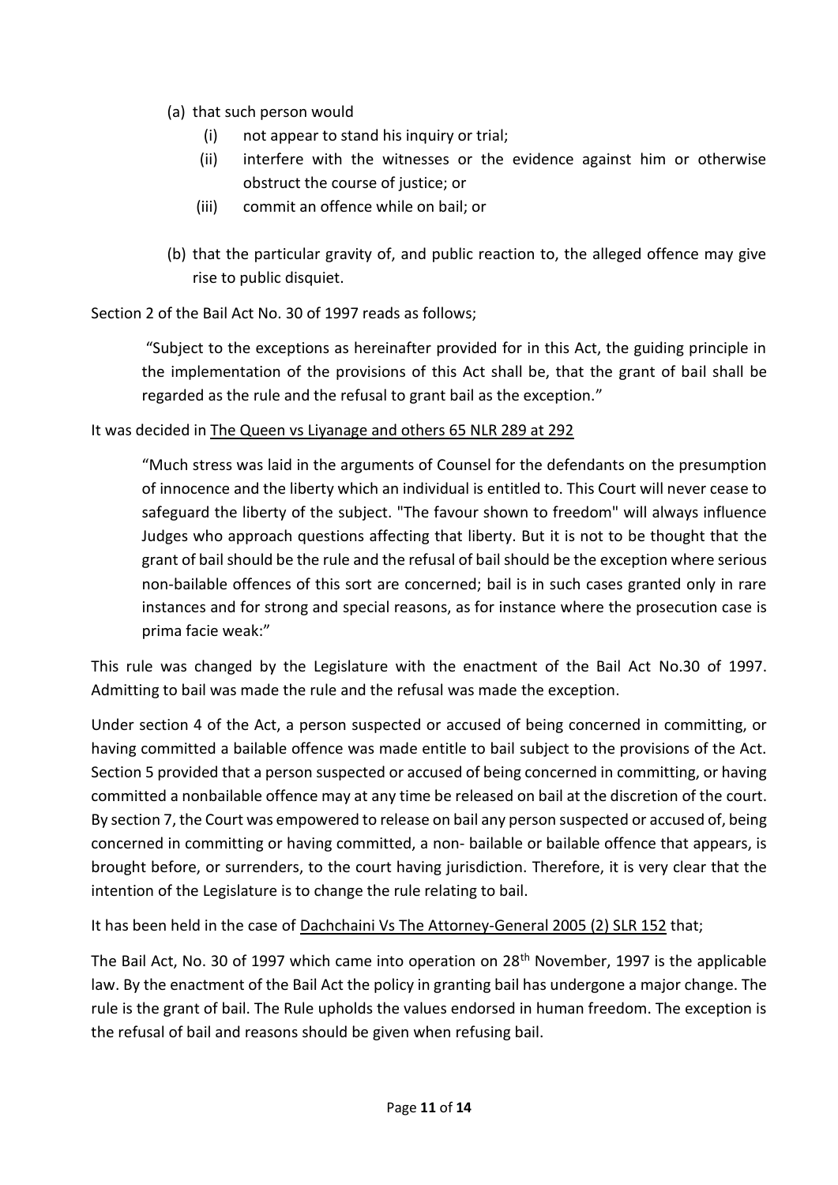(a) that such person would

    (i) not appear to stand his inquiry or trial;

    (ii) interfere with the witnesses or the evidence against him or otherwise obstruct the course of justice; or

    (iii) commit an offence while on bail; or

(b) that the particular gravity of, and public reaction to, the alleged offence may give rise to public disquiet.

Section 2 of the Bail Act No. 30 of 1997 reads as follows;

> "Subject to the exceptions as hereinafter provided for in this Act, the guiding principle in the implementation of the provisions of this Act shall be, that the grant of bail shall be regarded as the rule and the refusal to grant bail as the exception."

It was decided in <u>The Queen vs Liyanage and others 65 NLR 289 at 292</u>

> "Much stress was laid in the arguments of Counsel for the defendants on the presumption of innocence and the liberty which an individual is entitled to. This Court will never cease to safeguard the liberty of the subject. "The favour shown to freedom" will always influence Judges who approach questions affecting that liberty. But it is not to be thought that the grant of bail should be the rule and the refusal of bail should be the exception where serious non-bailable offences of this sort are concerned; bail is in such cases granted only in rare instances and for strong and special reasons, as for instance where the prosecution case is prima facie weak:"

This rule was changed by the Legislature with the enactment of the Bail Act No.30 of 1997. Admitting to bail was made the rule and the refusal was made the exception.

Under section 4 of the Act, a person suspected or accused of being concerned in committing, or having committed a bailable offence was made entitle to bail subject to the provisions of the Act. Section 5 provided that a person suspected or accused of being concerned in committing, or having committed a nonbailable offence may at any time be released on bail at the discretion of the court. By section 7, the Court was empowered to release on bail any person suspected or accused of, being concerned in committing or having committed, a non- bailable or bailable offence that appears, is brought before, or surrenders, to the court having jurisdiction. Therefore, it is very clear that the intention of the Legislature is to change the rule relating to bail.

It has been held in the case of <u>Dachchaini Vs The Attorney-General 2005 (2) SLR 152</u> that;

The Bail Act, No. 30 of 1997 which came into operation on 28th November, 1997 is the applicable law. By the enactment of the Bail Act the policy in granting bail has undergone a major change. The rule is the grant of bail. The Rule upholds the values endorsed in human freedom. The exception is the refusal of bail and reasons should be given when refusing bail.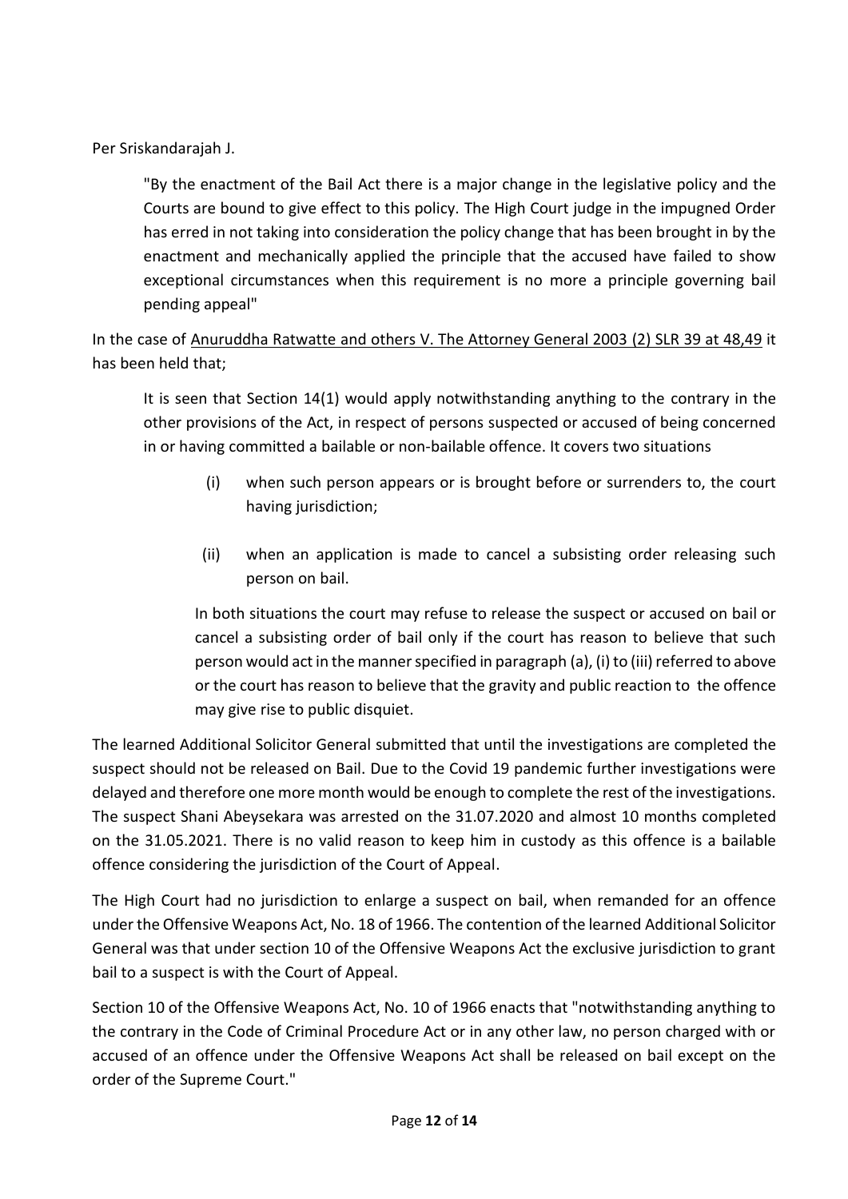Per Sriskandarajah J.

> "By the enactment of the Bail Act there is a major change in the legislative policy and the Courts are bound to give effect to this policy. The High Court judge in the impugned Order has erred in not taking into consideration the policy change that has been brought in by the enactment and mechanically applied the principle that the accused have failed to show exceptional circumstances when this requirement is no more a principle governing bail pending appeal"

In the case of <u>Anuruddha Ratwatte and others V. The Attorney General 2003 (2) SLR 39 at 48,49</u> it has been held that;

> It is seen that Section 14(1) would apply notwithstanding anything to the contrary in the other provisions of the Act, in respect of persons suspected or accused of being concerned in or having committed a bailable or non-bailable offence. It covers two situations
>
> (i) when such person appears or is brought before or surrenders to, the court having jurisdiction;
>
> (ii) when an application is made to cancel a subsisting order releasing such person on bail.
>
> In both situations the court may refuse to release the suspect or accused on bail or cancel a subsisting order of bail only if the court has reason to believe that such person would act in the manner specified in paragraph (a), (i) to (iii) referred to above or the court has reason to believe that the gravity and public reaction to the offence may give rise to public disquiet.

The learned Additional Solicitor General submitted that until the investigations are completed the suspect should not be released on Bail. Due to the Covid 19 pandemic further investigations were delayed and therefore one more month would be enough to complete the rest of the investigations. The suspect Shani Abeysekara was arrested on the 31.07.2020 and almost 10 months completed on the 31.05.2021. There is no valid reason to keep him in custody as this offence is a bailable offence considering the jurisdiction of the Court of Appeal.

The High Court had no jurisdiction to enlarge a suspect on bail, when remanded for an offence under the Offensive Weapons Act, No. 18 of 1966. The contention of the learned Additional Solicitor General was that under section 10 of the Offensive Weapons Act the exclusive jurisdiction to grant bail to a suspect is with the Court of Appeal.

Section 10 of the Offensive Weapons Act, No. 10 of 1966 enacts that "notwithstanding anything to the contrary in the Code of Criminal Procedure Act or in any other law, no person charged with or accused of an offence under the Offensive Weapons Act shall be released on bail except on the order of the Supreme Court."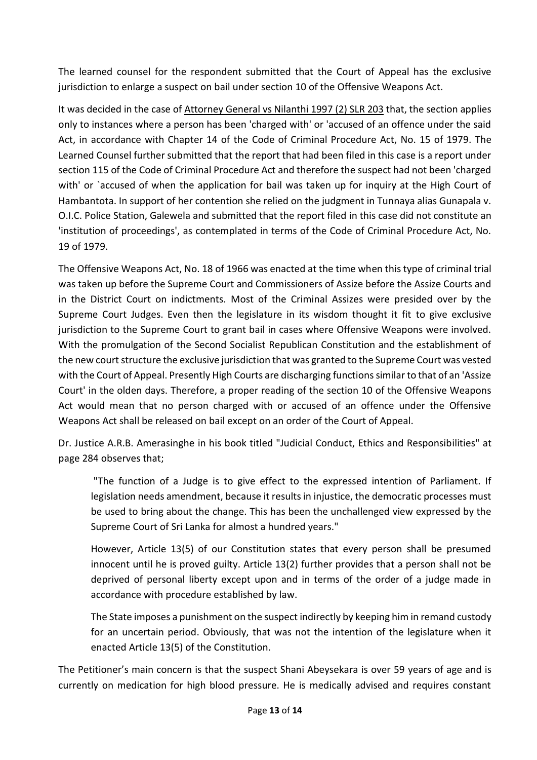The learned counsel for the respondent submitted that the Court of Appeal has the exclusive jurisdiction to enlarge a suspect on bail under section 10 of the Offensive Weapons Act.

It was decided in the case of Attorney General vs Nilanthi 1997 (2) SLR 203 that, the section applies only to instances where a person has been 'charged with' or 'accused of an offence under the said Act, in accordance with Chapter 14 of the Code of Criminal Procedure Act, No. 15 of 1979. The Learned Counsel further submitted that the report that had been filed in this case is a report under section 115 of the Code of Criminal Procedure Act and therefore the suspect had not been 'charged with' or `accused of when the application for bail was taken up for inquiry at the High Court of Hambantota. In support of her contention she relied on the judgment in Tunnaya alias Gunapala v. O.I.C. Police Station, Galewela and submitted that the report filed in this case did not constitute an 'institution of proceedings', as contemplated in terms of the Code of Criminal Procedure Act, No. 19 of 1979.

The Offensive Weapons Act, No. 18 of 1966 was enacted at the time when this type of criminal trial was taken up before the Supreme Court and Commissioners of Assize before the Assize Courts and in the District Court on indictments. Most of the Criminal Assizes were presided over by the Supreme Court Judges. Even then the legislature in its wisdom thought it fit to give exclusive jurisdiction to the Supreme Court to grant bail in cases where Offensive Weapons were involved. With the promulgation of the Second Socialist Republican Constitution and the establishment of the new court structure the exclusive jurisdiction that was granted to the Supreme Court was vested with the Court of Appeal. Presently High Courts are discharging functions similar to that of an 'Assize Court' in the olden days. Therefore, a proper reading of the section 10 of the Offensive Weapons Act would mean that no person charged with or accused of an offence under the Offensive Weapons Act shall be released on bail except on an order of the Court of Appeal.

Dr. Justice A.R.B. Amerasinghe in his book titled "Judicial Conduct, Ethics and Responsibilities" at page 284 observes that;

> "The function of a Judge is to give effect to the expressed intention of Parliament. If legislation needs amendment, because it results in injustice, the democratic processes must be used to bring about the change. This has been the unchallenged view expressed by the Supreme Court of Sri Lanka for almost a hundred years."
>
> However, Article 13(5) of our Constitution states that every person shall be presumed innocent until he is proved guilty. Article 13(2) further provides that a person shall not be deprived of personal liberty except upon and in terms of the order of a judge made in accordance with procedure established by law.
>
> The State imposes a punishment on the suspect indirectly by keeping him in remand custody for an uncertain period. Obviously, that was not the intention of the legislature when it enacted Article 13(5) of the Constitution.

The Petitioner's main concern is that the suspect Shani Abeysekara is over 59 years of age and is currently on medication for high blood pressure. He is medically advised and requires constant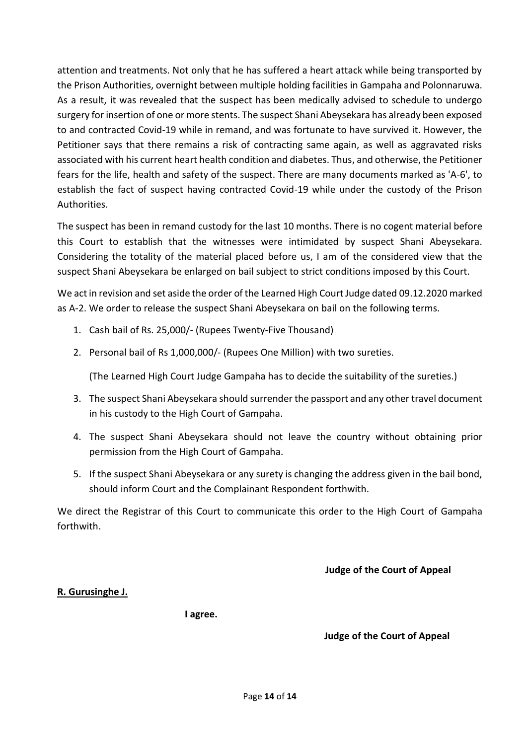attention and treatments. Not only that he has suffered a heart attack while being transported by the Prison Authorities, overnight between multiple holding facilities in Gampaha and Polonnaruwa. As a result, it was revealed that the suspect has been medically advised to schedule to undergo surgery for insertion of one or more stents. The suspect Shani Abeysekara has already been exposed to and contracted Covid-19 while in remand, and was fortunate to have survived it. However, the Petitioner says that there remains a risk of contracting same again, as well as aggravated risks associated with his current heart health condition and diabetes. Thus, and otherwise, the Petitioner fears for the life, health and safety of the suspect. There are many documents marked as 'A-6', to establish the fact of suspect having contracted Covid-19 while under the custody of the Prison Authorities.

The suspect has been in remand custody for the last 10 months. There is no cogent material before this Court to establish that the witnesses were intimidated by suspect Shani Abeysekara. Considering the totality of the material placed before us, I am of the considered view that the suspect Shani Abeysekara be enlarged on bail subject to strict conditions imposed by this Court.

We act in revision and set aside the order of the Learned High Court Judge dated 09.12.2020 marked as A-2. We order to release the suspect Shani Abeysekara on bail on the following terms.

1. Cash bail of Rs. 25,000/- (Rupees Twenty-Five Thousand)
2. Personal bail of Rs 1,000,000/- (Rupees One Million) with two sureties.

   (The Learned High Court Judge Gampaha has to decide the suitability of the sureties.)

3. The suspect Shani Abeysekara should surrender the passport and any other travel document in his custody to the High Court of Gampaha.
4. The suspect Shani Abeysekara should not leave the country without obtaining prior permission from the High Court of Gampaha.
5. If the suspect Shani Abeysekara or any surety is changing the address given in the bail bond, should inform Court and the Complainant Respondent forthwith.

We direct the Registrar of this Court to communicate this order to the High Court of Gampaha forthwith.

**Judge of the Court of Appeal**

**R. Gurusinghe J.**

**I agree.**

**Judge of the Court of Appeal**